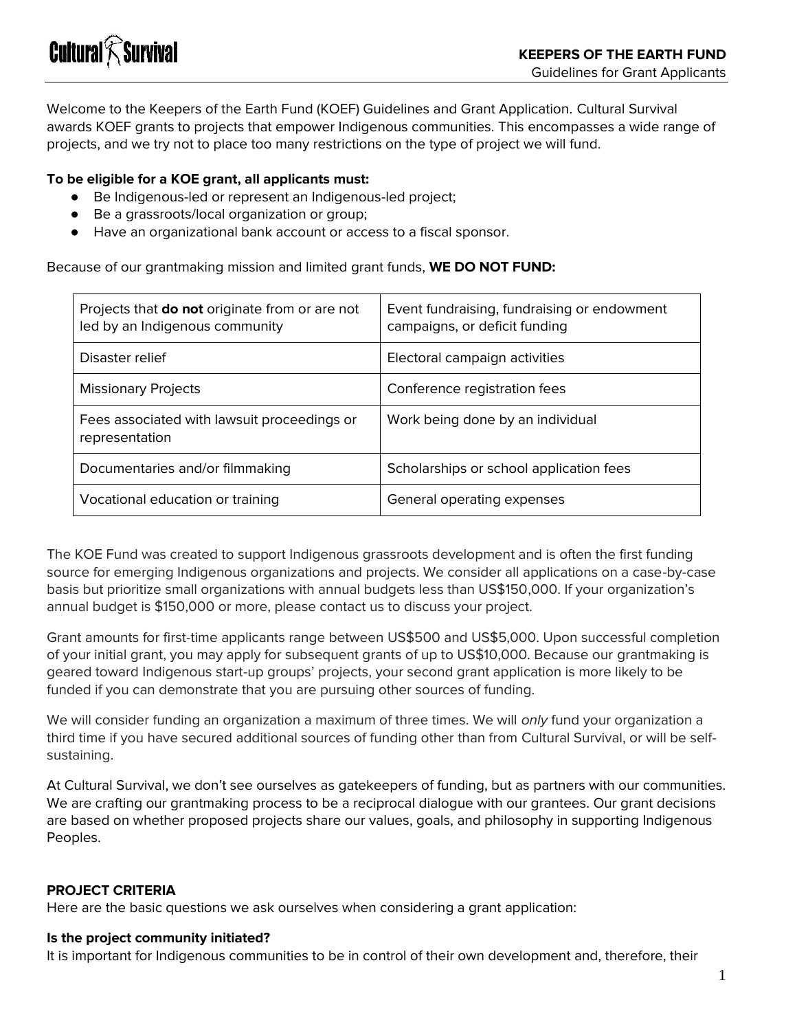# KEEPERS OF THE EARTH FUND

Guidelines for Grant Applicants

Welcome to the Keepers of the Earth Fund (KOEF) Guidelines and Grant Application. Cultural Survival awards KOEF grants to projects that empower Indigenous communities. This encompasses a wide range of projects, and we try not to place too many restrictions on the type of project we will fund.

**To be eligible for a KOE grant, all applicants must:**

- Be Indigenous-led or represent an Indigenous-led project;
- Be a grassroots/local organization or group;
- Have an organizational bank account or access to a fiscal sponsor.

Because of our grantmaking mission and limited grant funds, **WE DO NOT FUND:**

| | |
|---|---|
| Projects that **do not** originate from or are not led by an Indigenous community | Event fundraising, fundraising or endowment campaigns, or deficit funding |
| Disaster relief | Electoral campaign activities |
| Missionary Projects | Conference registration fees |
| Fees associated with lawsuit proceedings or representation | Work being done by an individual |
| Documentaries and/or filmmaking | Scholarships or school application fees |
| Vocational education or training | General operating expenses |

The KOE Fund was created to support Indigenous grassroots development and is often the first funding source for emerging Indigenous organizations and projects. We consider all applications on a case-by-case basis but prioritize small organizations with annual budgets less than US$150,000. If your organization's annual budget is $150,000 or more, please contact us to discuss your project.

Grant amounts for first-time applicants range between US$500 and US$5,000. Upon successful completion of your initial grant, you may apply for subsequent grants of up to US$10,000. Because our grantmaking is geared toward Indigenous start-up groups' projects, your second grant application is more likely to be funded if you can demonstrate that you are pursuing other sources of funding.

We will consider funding an organization a maximum of three times. We will *only* fund your organization a third time if you have secured additional sources of funding other than from Cultural Survival, or will be self-sustaining.

At Cultural Survival, we don't see ourselves as gatekeepers of funding, but as partners with our communities. We are crafting our grantmaking process to be a reciprocal dialogue with our grantees. Our grant decisions are based on whether proposed projects share our values, goals, and philosophy in supporting Indigenous Peoples.

## PROJECT CRITERIA

Here are the basic questions we ask ourselves when considering a grant application:

**Is the project community initiated?**

It is important for Indigenous communities to be in control of their own development and, therefore, their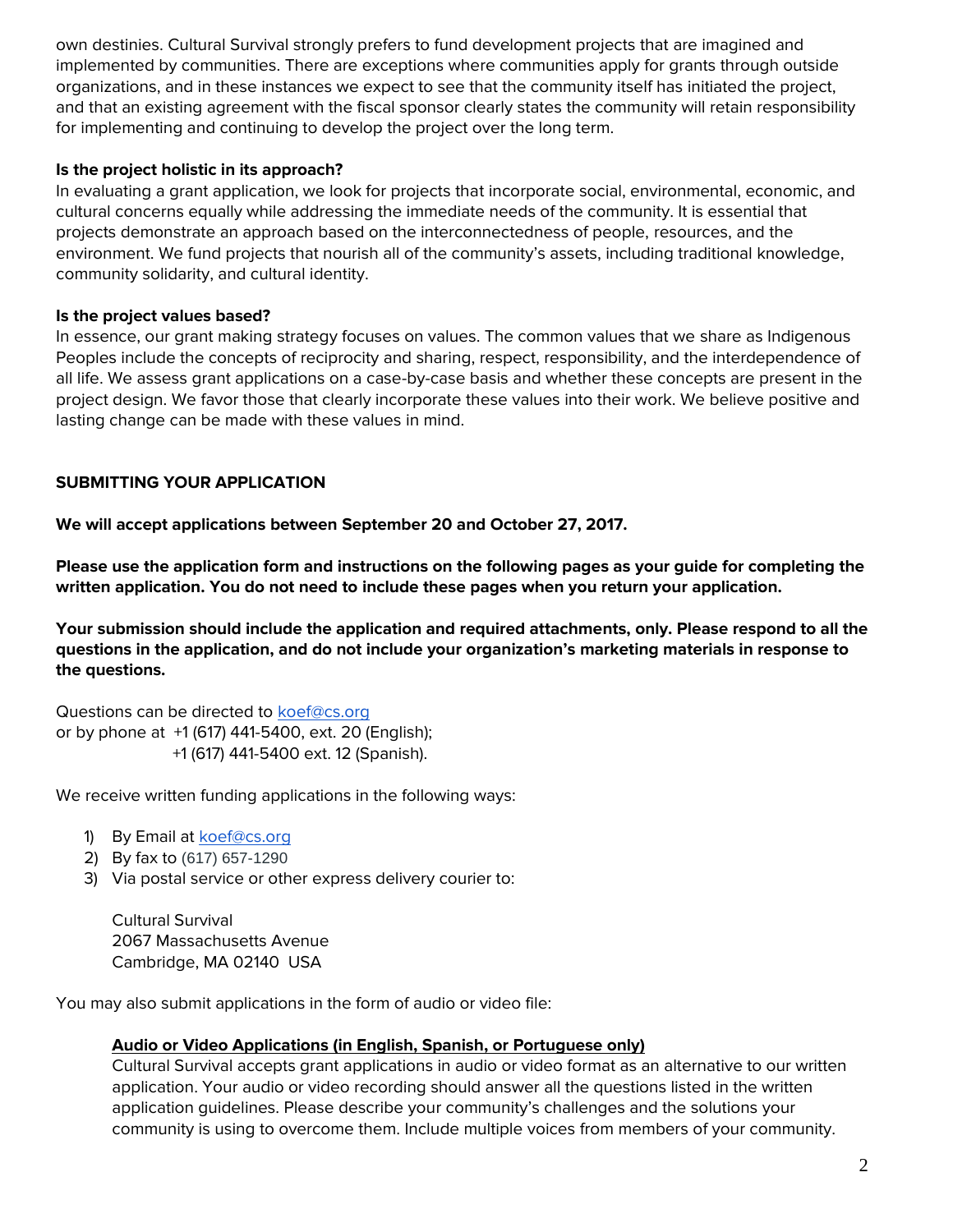own destinies. Cultural Survival strongly prefers to fund development projects that are imagined and implemented by communities. There are exceptions where communities apply for grants through outside organizations, and in these instances we expect to see that the community itself has initiated the project, and that an existing agreement with the fiscal sponsor clearly states the community will retain responsibility for implementing and continuing to develop the project over the long term.

**Is the project holistic in its approach?**

In evaluating a grant application, we look for projects that incorporate social, environmental, economic, and cultural concerns equally while addressing the immediate needs of the community. It is essential that projects demonstrate an approach based on the interconnectedness of people, resources, and the environment. We fund projects that nourish all of the community's assets, including traditional knowledge, community solidarity, and cultural identity.

**Is the project values based?**

In essence, our grant making strategy focuses on values. The common values that we share as Indigenous Peoples include the concepts of reciprocity and sharing, respect, responsibility, and the interdependence of all life. We assess grant applications on a case-by-case basis and whether these concepts are present in the project design. We favor those that clearly incorporate these values into their work. We believe positive and lasting change can be made with these values in mind.

## SUBMITTING YOUR APPLICATION

**We will accept applications between September 20 and October 27, 2017.**

**Please use the application form and instructions on the following pages as your guide for completing the written application. You do not need to include these pages when you return your application.**

**Your submission should include the application and required attachments, only. Please respond to all the questions in the application, and do not include your organization's marketing materials in response to the questions.**

Questions can be directed to koef@cs.org
or by phone at +1 (617) 441-5400, ext. 20 (English);
+1 (617) 441-5400 ext. 12 (Spanish).

We receive written funding applications in the following ways:

1) By Email at koef@cs.org
2) By fax to (617) 657-1290
3) Via postal service or other express delivery courier to:

   Cultural Survival
   2067 Massachusetts Avenue
   Cambridge, MA 02140 USA

You may also submit applications in the form of audio or video file:

**Audio or Video Applications (in English, Spanish, or Portuguese only)**

Cultural Survival accepts grant applications in audio or video format as an alternative to our written application. Your audio or video recording should answer all the questions listed in the written application guidelines. Please describe your community's challenges and the solutions your community is using to overcome them. Include multiple voices from members of your community.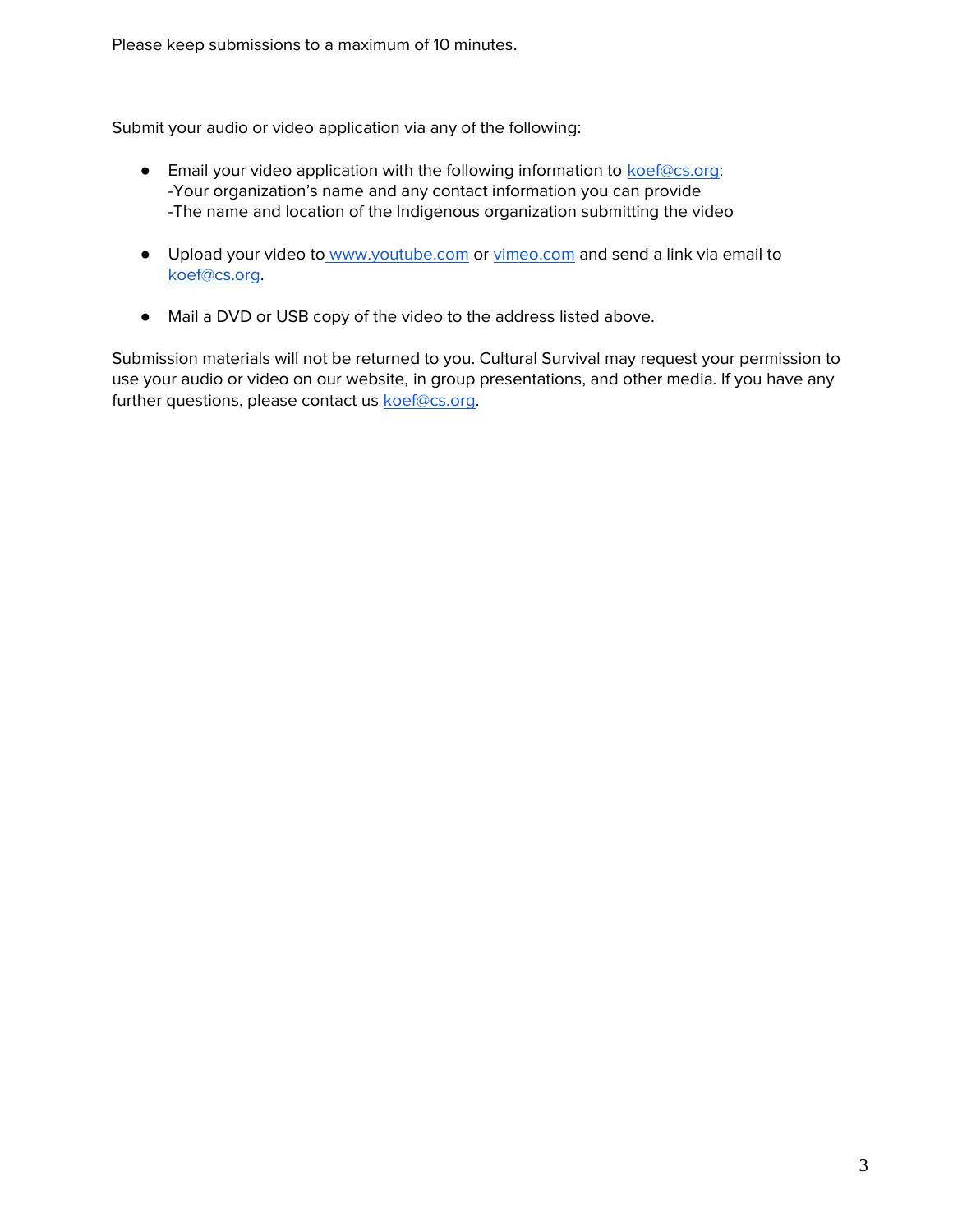Please keep submissions to a maximum of 10 minutes.

Submit your audio or video application via any of the following:

- Email your video application with the following information to koef@cs.org:
  -Your organization's name and any contact information you can provide
  -The name and location of the Indigenous organization submitting the video

- Upload your video to www.youtube.com or vimeo.com and send a link via email to koef@cs.org.

- Mail a DVD or USB copy of the video to the address listed above.

Submission materials will not be returned to you. Cultural Survival may request your permission to use your audio or video on our website, in group presentations, and other media. If you have any further questions, please contact us koef@cs.org.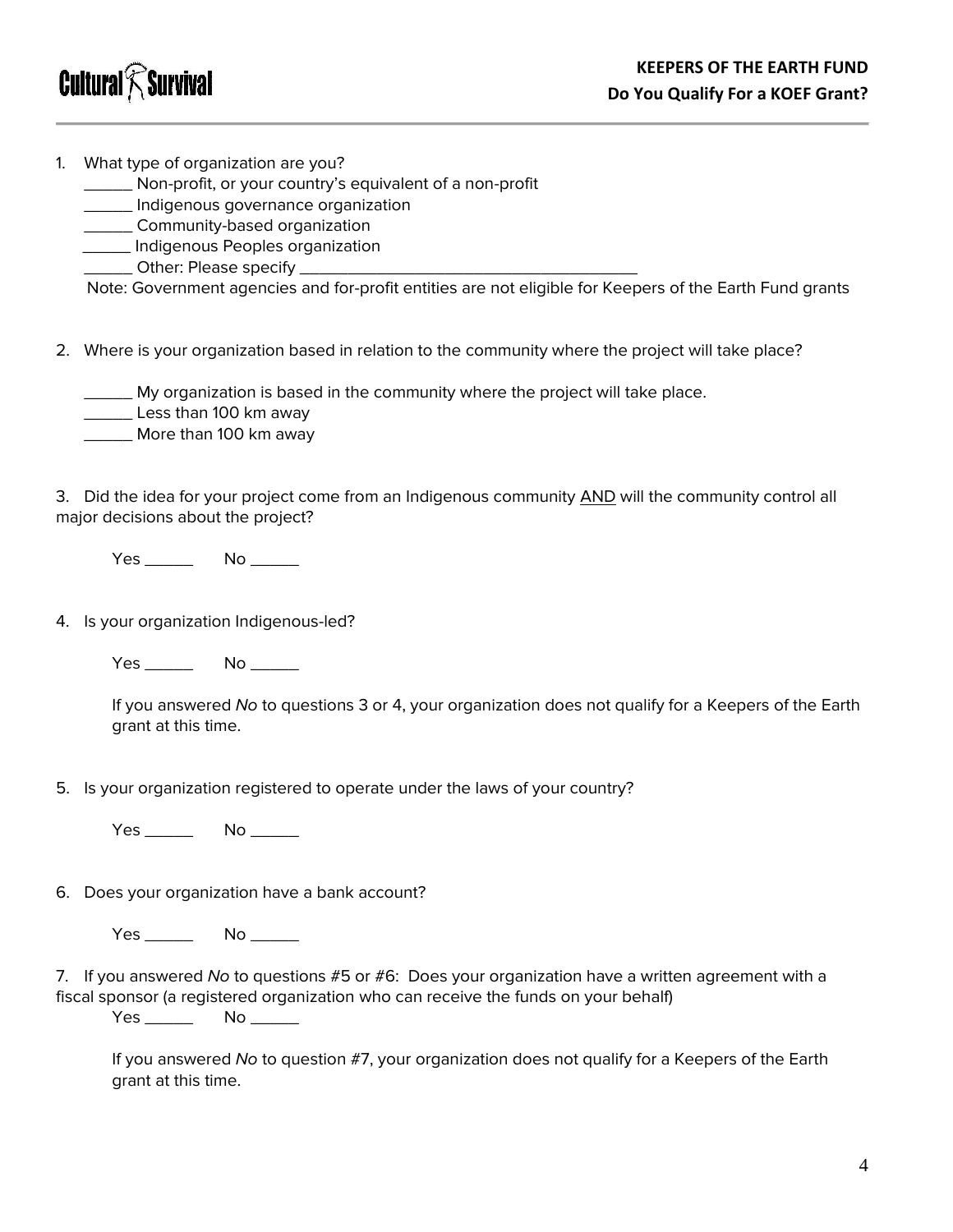## KEEPERS OF THE EARTH FUND
## Do You Qualify For a KOEF Grant?

1. What type of organization are you?
   ______ Non-profit, or your country's equivalent of a non-profit
   ______ Indigenous governance organization
   ______ Community-based organization
   ______ Indigenous Peoples organization
   ______ Other: Please specify ______________________________________

   Note: Government agencies and for-profit entities are not eligible for Keepers of the Earth Fund grants

2. Where is your organization based in relation to the community where the project will take place?

   ______ My organization is based in the community where the project will take place.
   ______ Less than 100 km away
   ______ More than 100 km away

3. Did the idea for your project come from an Indigenous community <u>AND</u> will the community control all major decisions about the project?

   Yes ______ No ______

4. Is your organization Indigenous-led?

   Yes ______ No ______

   If you answered *No* to questions 3 or 4, your organization does not qualify for a Keepers of the Earth grant at this time.

5. Is your organization registered to operate under the laws of your country?

   Yes ______ No ______

6. Does your organization have a bank account?

   Yes ______ No ______

7. If you answered *No* to questions #5 or #6: Does your organization have a written agreement with a fiscal sponsor (a registered organization who can receive the funds on your behalf)

   Yes ______ No ______

   If you answered *No* to question #7, your organization does not qualify for a Keepers of the Earth grant at this time.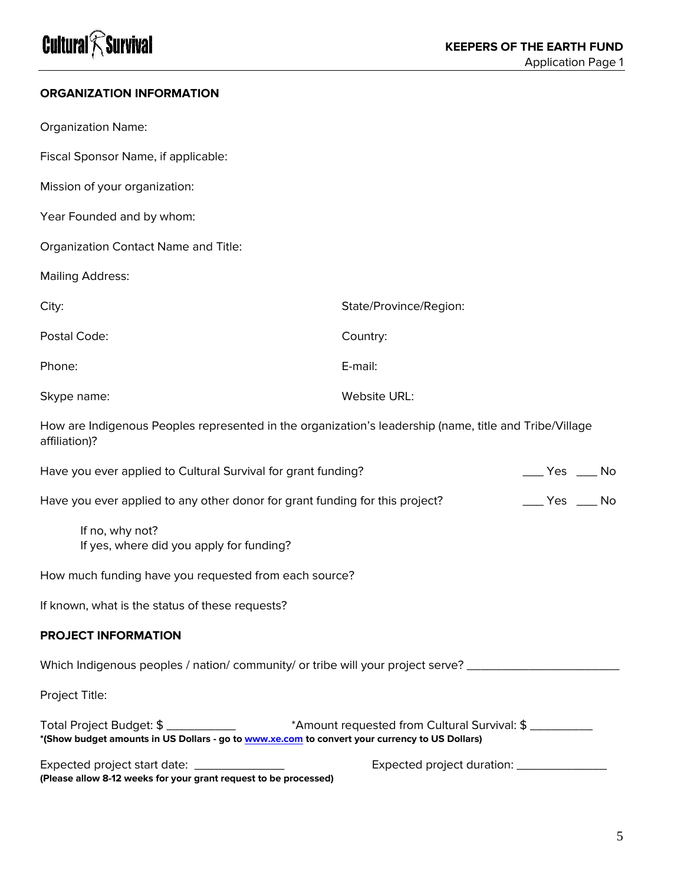## ORGANIZATION INFORMATION

Organization Name:

Fiscal Sponsor Name, if applicable:

Mission of your organization:

Year Founded and by whom:

Organization Contact Name and Title:

Mailing Address:

City: State/Province/Region:

Postal Code: Country:

Phone: E-mail:

Skype name: Website URL:

How are Indigenous Peoples represented in the organization's leadership (name, title and Tribe/Village affiliation)?

Have you ever applied to Cultural Survival for grant funding? ___ Yes ___ No

Have you ever applied to any other donor for grant funding for this project? ___ Yes ___ No

If no, why not?
If yes, where did you apply for funding?

How much funding have you requested from each source?

If known, what is the status of these requests?

## PROJECT INFORMATION

Which Indigenous peoples / nation/ community/ or tribe will your project serve? ________________________

Project Title:

Total Project Budget: $ ___________ *Amount requested from Cultural Survival: $ __________
**\*(Show budget amounts in US Dollars - go to www.xe.com to convert your currency to US Dollars)**

Expected project start date: ______________ Expected project duration: ______________
**(Please allow 8-12 weeks for your grant request to be processed)**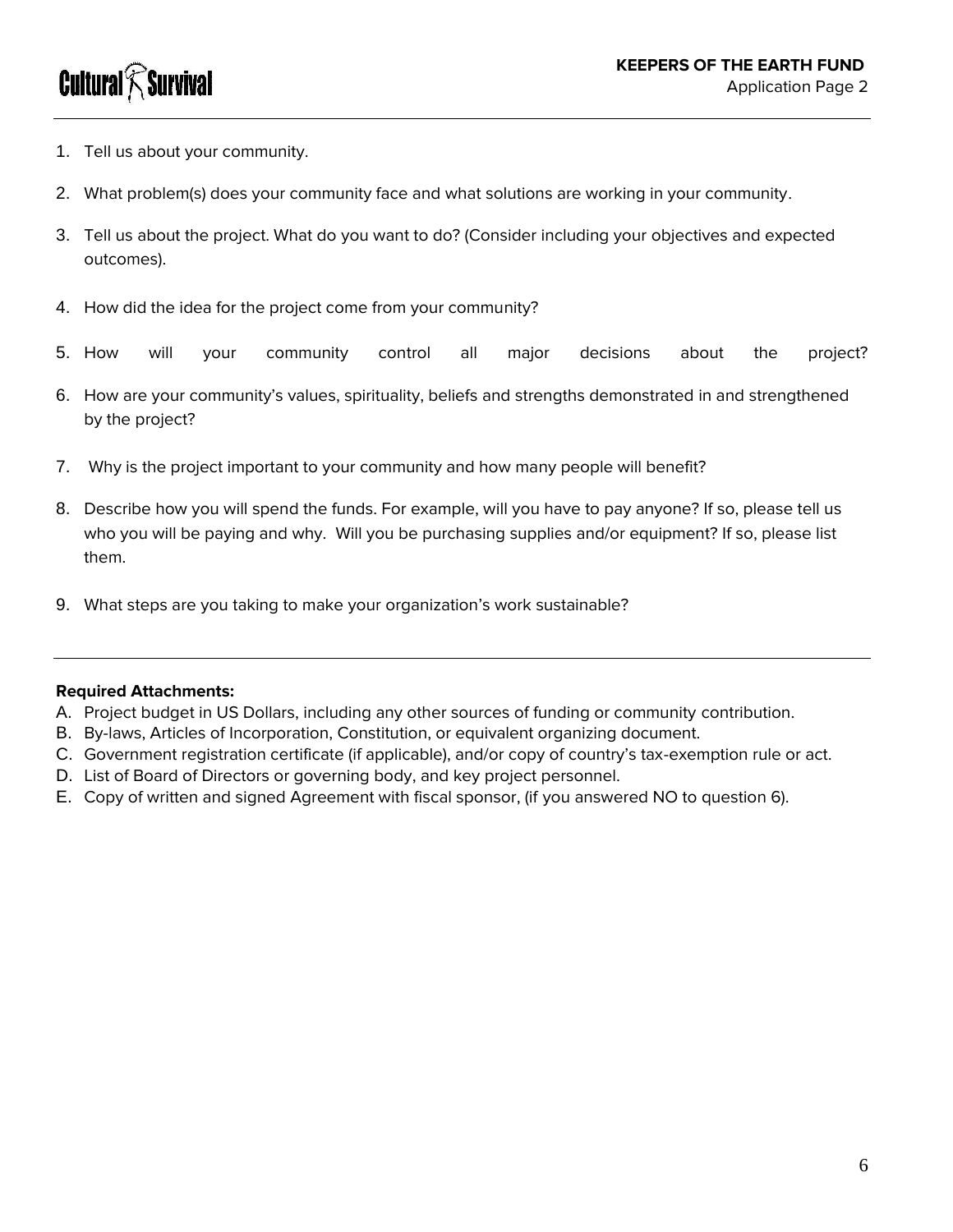1. Tell us about your community.
2. What problem(s) does your community face and what solutions are working in your community.
3. Tell us about the project. What do you want to do? (Consider including your objectives and expected outcomes).
4. How did the idea for the project come from your community?
5. How will your community control all major decisions about the project?
6. How are your community's values, spirituality, beliefs and strengths demonstrated in and strengthened by the project?
7. Why is the project important to your community and how many people will benefit?
8. Describe how you will spend the funds. For example, will you have to pay anyone? If so, please tell us who you will be paying and why. Will you be purchasing supplies and/or equipment? If so, please list them.
9. What steps are you taking to make your organization's work sustainable?

---

**Required Attachments:**

A. Project budget in US Dollars, including any other sources of funding or community contribution.
B. By-laws, Articles of Incorporation, Constitution, or equivalent organizing document.
C. Government registration certificate (if applicable), and/or copy of country's tax-exemption rule or act.
D. List of Board of Directors or governing body, and key project personnel.
E. Copy of written and signed Agreement with fiscal sponsor, (if you answered NO to question 6).